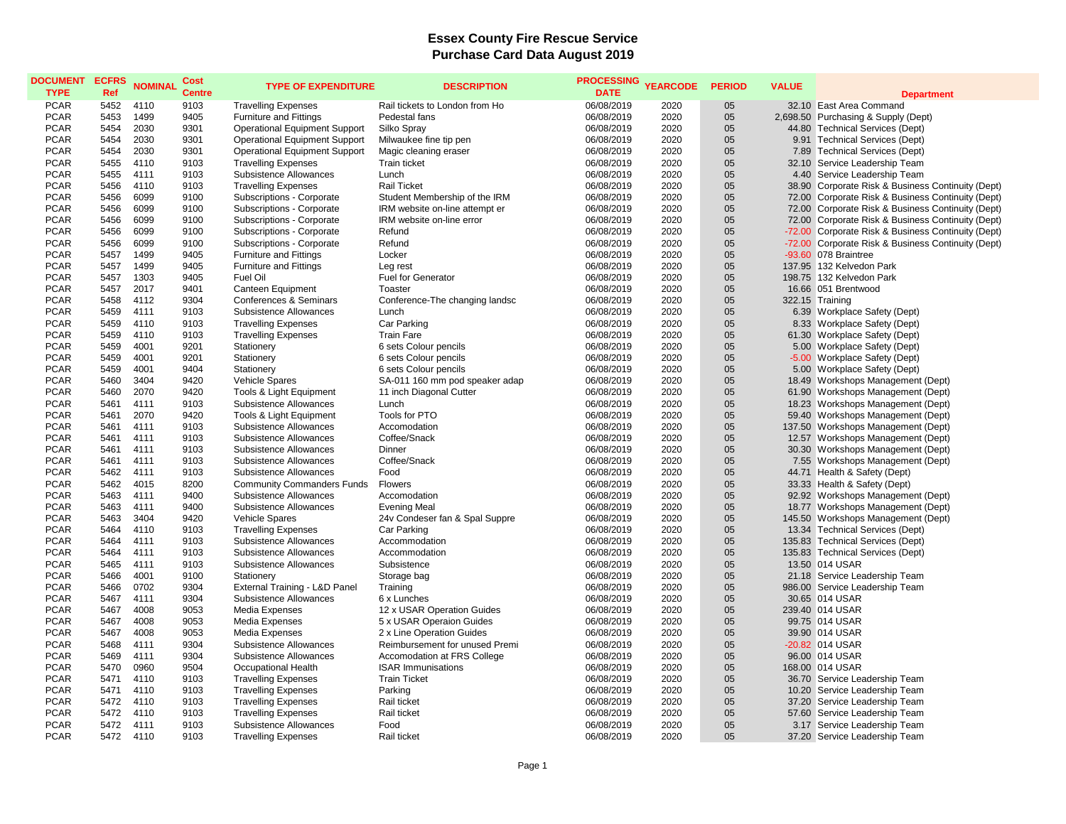# Essex County Fire Rescue Service
## Purchase Card Data August 2019

| DOCUMENT TYPE | ECFRS Ref | NOMINAL | Cost Centre | TYPE OF EXPENDITURE | DESCRIPTION | PROCESSING DATE | YEARCODE | PERIOD | VALUE | Department |
|---|---|---|---|---|---|---|---|---|---|---|
| PCAR | 5452 | 4110 | 9103 | Travelling Expenses | Rail tickets to London from Ho | 06/08/2019 | 2020 | 05 | 32.10 | East Area Command |
| PCAR | 5453 | 1499 | 9405 | Furniture and Fittings | Pedestal fans | 06/08/2019 | 2020 | 05 | 2,698.50 | Purchasing & Supply (Dept) |
| PCAR | 5454 | 2030 | 9301 | Operational Equipment Support | Silko Spray | 06/08/2019 | 2020 | 05 | 44.80 | Technical Services (Dept) |
| PCAR | 5454 | 2030 | 9301 | Operational Equipment Support | Milwaukee fine tip pen | 06/08/2019 | 2020 | 05 | 9.91 | Technical Services (Dept) |
| PCAR | 5454 | 2030 | 9301 | Operational Equipment Support | Magic cleaning eraser | 06/08/2019 | 2020 | 05 | 7.89 | Technical Services (Dept) |
| PCAR | 5455 | 4110 | 9103 | Travelling Expenses | Train ticket | 06/08/2019 | 2020 | 05 | 32.10 | Service Leadership Team |
| PCAR | 5455 | 4111 | 9103 | Subsistence Allowances | Lunch | 06/08/2019 | 2020 | 05 | 4.40 | Service Leadership Team |
| PCAR | 5456 | 4110 | 9103 | Travelling Expenses | Rail Ticket | 06/08/2019 | 2020 | 05 | 38.90 | Corporate Risk & Business Continuity (Dept) |
| PCAR | 5456 | 6099 | 9100 | Subscriptions - Corporate | Student Membership of the IRM | 06/08/2019 | 2020 | 05 | 72.00 | Corporate Risk & Business Continuity (Dept) |
| PCAR | 5456 | 6099 | 9100 | Subscriptions - Corporate | IRM website on-line attempt er | 06/08/2019 | 2020 | 05 | 72.00 | Corporate Risk & Business Continuity (Dept) |
| PCAR | 5456 | 6099 | 9100 | Subscriptions - Corporate | IRM website on-line error | 06/08/2019 | 2020 | 05 | 72.00 | Corporate Risk & Business Continuity (Dept) |
| PCAR | 5456 | 6099 | 9100 | Subscriptions - Corporate | Refund | 06/08/2019 | 2020 | 05 | -72.00 | Corporate Risk & Business Continuity (Dept) |
| PCAR | 5456 | 6099 | 9100 | Subscriptions - Corporate | Refund | 06/08/2019 | 2020 | 05 | -72.00 | Corporate Risk & Business Continuity (Dept) |
| PCAR | 5457 | 1499 | 9405 | Furniture and Fittings | Locker | 06/08/2019 | 2020 | 05 | -93.60 | 078 Braintree |
| PCAR | 5457 | 1499 | 9405 | Furniture and Fittings | Leg rest | 06/08/2019 | 2020 | 05 | 137.95 | 132 Kelvedon Park |
| PCAR | 5457 | 1303 | 9405 | Fuel Oil | Fuel for Generator | 06/08/2019 | 2020 | 05 | 198.75 | 132 Kelvedon Park |
| PCAR | 5457 | 2017 | 9401 | Canteen Equipment | Toaster | 06/08/2019 | 2020 | 05 | 16.66 | 051 Brentwood |
| PCAR | 5458 | 4112 | 9304 | Conferences & Seminars | Conference-The changing landsc | 06/08/2019 | 2020 | 05 | 322.15 | Training |
| PCAR | 5459 | 4111 | 9103 | Subsistence Allowances | Lunch | 06/08/2019 | 2020 | 05 | 6.39 | Workplace Safety (Dept) |
| PCAR | 5459 | 4110 | 9103 | Travelling Expenses | Car Parking | 06/08/2019 | 2020 | 05 | 8.33 | Workplace Safety (Dept) |
| PCAR | 5459 | 4110 | 9103 | Travelling Expenses | Train Fare | 06/08/2019 | 2020 | 05 | 61.30 | Workplace Safety (Dept) |
| PCAR | 5459 | 4001 | 9201 | Stationery | 6 sets Colour pencils | 06/08/2019 | 2020 | 05 | 5.00 | Workplace Safety (Dept) |
| PCAR | 5459 | 4001 | 9201 | Stationery | 6 sets Colour pencils | 06/08/2019 | 2020 | 05 | -5.00 | Workplace Safety (Dept) |
| PCAR | 5459 | 4001 | 9404 | Stationery | 6 sets Colour pencils | 06/08/2019 | 2020 | 05 | 5.00 | Workplace Safety (Dept) |
| PCAR | 5460 | 3404 | 9420 | Vehicle Spares | SA-011 160 mm pod speaker adap | 06/08/2019 | 2020 | 05 | 18.49 | Workshops Management (Dept) |
| PCAR | 5460 | 2070 | 9420 | Tools & Light Equipment | 11 inch Diagonal Cutter | 06/08/2019 | 2020 | 05 | 61.90 | Workshops Management (Dept) |
| PCAR | 5461 | 4111 | 9103 | Subsistence Allowances | Lunch | 06/08/2019 | 2020 | 05 | 18.23 | Workshops Management (Dept) |
| PCAR | 5461 | 2070 | 9420 | Tools & Light Equipment | Tools for PTO | 06/08/2019 | 2020 | 05 | 59.40 | Workshops Management (Dept) |
| PCAR | 5461 | 4111 | 9103 | Subsistence Allowances | Accomodation | 06/08/2019 | 2020 | 05 | 137.50 | Workshops Management (Dept) |
| PCAR | 5461 | 4111 | 9103 | Subsistence Allowances | Coffee/Snack | 06/08/2019 | 2020 | 05 | 12.57 | Workshops Management (Dept) |
| PCAR | 5461 | 4111 | 9103 | Subsistence Allowances | Dinner | 06/08/2019 | 2020 | 05 | 30.30 | Workshops Management (Dept) |
| PCAR | 5461 | 4111 | 9103 | Subsistence Allowances | Coffee/Snack | 06/08/2019 | 2020 | 05 | 7.55 | Workshops Management (Dept) |
| PCAR | 5462 | 4111 | 9103 | Subsistence Allowances | Food | 06/08/2019 | 2020 | 05 | 44.71 | Health & Safety (Dept) |
| PCAR | 5462 | 4015 | 8200 | Community Commanders Funds | Flowers | 06/08/2019 | 2020 | 05 | 33.33 | Health & Safety (Dept) |
| PCAR | 5463 | 4111 | 9400 | Subsistence Allowances | Accomodation | 06/08/2019 | 2020 | 05 | 92.92 | Workshops Management (Dept) |
| PCAR | 5463 | 4111 | 9400 | Subsistence Allowances | Evening Meal | 06/08/2019 | 2020 | 05 | 18.77 | Workshops Management (Dept) |
| PCAR | 5463 | 3404 | 9420 | Vehicle Spares | 24v Condeser fan & Spal Suppre | 06/08/2019 | 2020 | 05 | 145.50 | Workshops Management (Dept) |
| PCAR | 5464 | 4110 | 9103 | Travelling Expenses | Car Parking | 06/08/2019 | 2020 | 05 | 13.34 | Technical Services (Dept) |
| PCAR | 5464 | 4111 | 9103 | Subsistence Allowances | Accommodation | 06/08/2019 | 2020 | 05 | 135.83 | Technical Services (Dept) |
| PCAR | 5464 | 4111 | 9103 | Subsistence Allowances | Accommodation | 06/08/2019 | 2020 | 05 | 135.83 | Technical Services (Dept) |
| PCAR | 5465 | 4111 | 9103 | Subsistence Allowances | Subsistence | 06/08/2019 | 2020 | 05 | 13.50 | 014 USAR |
| PCAR | 5466 | 4001 | 9100 | Stationery | Storage bag | 06/08/2019 | 2020 | 05 | 21.18 | Service Leadership Team |
| PCAR | 5466 | 0702 | 9304 | External Training - L&D Panel | Training | 06/08/2019 | 2020 | 05 | 986.00 | Service Leadership Team |
| PCAR | 5467 | 4111 | 9304 | Subsistence Allowances | 6 x Lunches | 06/08/2019 | 2020 | 05 | 30.65 | 014 USAR |
| PCAR | 5467 | 4008 | 9053 | Media Expenses | 12 x USAR Operation Guides | 06/08/2019 | 2020 | 05 | 239.40 | 014 USAR |
| PCAR | 5467 | 4008 | 9053 | Media Expenses | 5 x USAR Operaion Guides | 06/08/2019 | 2020 | 05 | 99.75 | 014 USAR |
| PCAR | 5467 | 4008 | 9053 | Media Expenses | 2 x Line Operation Guides | 06/08/2019 | 2020 | 05 | 39.90 | 014 USAR |
| PCAR | 5468 | 4111 | 9304 | Subsistence Allowances | Reimbursement for unused Premi | 06/08/2019 | 2020 | 05 | -20.82 | 014 USAR |
| PCAR | 5469 | 4111 | 9304 | Subsistence Allowances | Accomodation at FRS College | 06/08/2019 | 2020 | 05 | 96.00 | 014 USAR |
| PCAR | 5470 | 0960 | 9504 | Occupational Health | ISAR Immunisations | 06/08/2019 | 2020 | 05 | 168.00 | 014 USAR |
| PCAR | 5471 | 4110 | 9103 | Travelling Expenses | Train Ticket | 06/08/2019 | 2020 | 05 | 36.70 | Service Leadership Team |
| PCAR | 5471 | 4110 | 9103 | Travelling Expenses | Parking | 06/08/2019 | 2020 | 05 | 10.20 | Service Leadership Team |
| PCAR | 5472 | 4110 | 9103 | Travelling Expenses | Rail ticket | 06/08/2019 | 2020 | 05 | 37.20 | Service Leadership Team |
| PCAR | 5472 | 4110 | 9103 | Travelling Expenses | Rail ticket | 06/08/2019 | 2020 | 05 | 57.60 | Service Leadership Team |
| PCAR | 5472 | 4111 | 9103 | Subsistence Allowances | Food | 06/08/2019 | 2020 | 05 | 3.17 | Service Leadership Team |
| PCAR | 5472 | 4110 | 9103 | Travelling Expenses | Rail ticket | 06/08/2019 | 2020 | 05 | 37.20 | Service Leadership Team |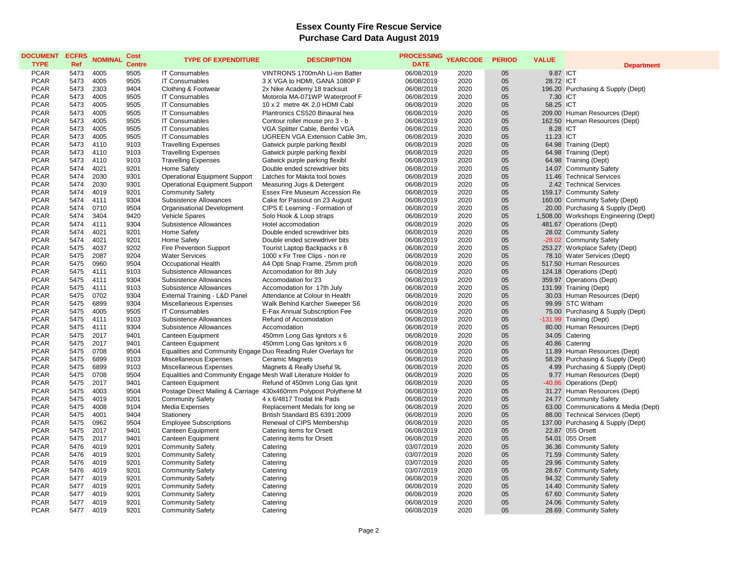# Essex County Fire Rescue Service
## Purchase Card Data August 2019

| DOCUMENT TYPE | ECFRS Ref | NOMINAL | Cost Centre | TYPE OF EXPENDITURE | DESCRIPTION | PROCESSING DATE | YEARCODE | PERIOD | VALUE | Department |
|---|---|---|---|---|---|---|---|---|---|---|
| PCAR | 5473 | 4005 | 9505 | IT Consumables | VINTRONS 1700mAh Li-ion Batter | 06/08/2019 | 2020 | 05 | 9.87 | ICT |
| PCAR | 5473 | 4005 | 9505 | IT Consumables | 3 X VGA to HDMI, GANA 1080P F | 06/08/2019 | 2020 | 05 | 28.72 | ICT |
| PCAR | 5473 | 2303 | 9404 | Clothing & Footwear | 2x Nike Academy 18 tracksuit | 06/08/2019 | 2020 | 05 | 196.20 | Purchasing & Supply (Dept) |
| PCAR | 5473 | 4005 | 9505 | IT Consumables | Motorola MA-071WP Waterproof F | 06/08/2019 | 2020 | 05 | 7.30 | ICT |
| PCAR | 5473 | 4005 | 9505 | IT Consumables | 10 x 2 metre 4K 2.0 HDMI Cabl | 06/08/2019 | 2020 | 05 | 58.25 | ICT |
| PCAR | 5473 | 4005 | 9505 | IT Consumables | Plantronics CS520 Binaural hea | 06/08/2019 | 2020 | 05 | 209.00 | Human Resources (Dept) |
| PCAR | 5473 | 4005 | 9505 | IT Consumables | Contour roller mouse pro 3 - b | 06/08/2019 | 2020 | 05 | 162.50 | Human Resources (Dept) |
| PCAR | 5473 | 4005 | 9505 | IT Consumables | VGA Splitter Cable, Benfei VGA | 06/08/2019 | 2020 | 05 | 8.28 | ICT |
| PCAR | 5473 | 4005 | 9505 | IT Consumables | UGREEN VGA Extension Cable 3m, | 06/08/2019 | 2020 | 05 | 11.23 | ICT |
| PCAR | 5473 | 4110 | 9103 | Travelling Expenses | Gatwick purple parking flexibl | 06/08/2019 | 2020 | 05 | 64.98 | Training (Dept) |
| PCAR | 5473 | 4110 | 9103 | Travelling Expenses | Gatwick purple parking flexibl | 06/08/2019 | 2020 | 05 | 64.98 | Training (Dept) |
| PCAR | 5473 | 4110 | 9103 | Travelling Expenses | Gatwick purple parking flexibl | 06/08/2019 | 2020 | 05 | 64.98 | Training (Dept) |
| PCAR | 5474 | 4021 | 9201 | Home Safety | Double ended screwdriver bits | 06/08/2019 | 2020 | 05 | 14.07 | Community Safety |
| PCAR | 5474 | 2030 | 9301 | Operational Equipment Support | Latches for Makita tool boxes | 06/08/2019 | 2020 | 05 | 11.46 | Technical Services |
| PCAR | 5474 | 2030 | 9301 | Operational Equipment Support | Measuring Jugs & Detergent | 06/08/2019 | 2020 | 05 | 2.42 | Technical Services |
| PCAR | 5474 | 4019 | 9201 | Community Safety | Essex Fire Museum Accession Re | 06/08/2019 | 2020 | 05 | 159.17 | Community Safety |
| PCAR | 5474 | 4111 | 9304 | Subsistence Allowances | Cake for Passout on 23 August | 06/08/2019 | 2020 | 05 | 160.00 | Community Safety (Dept) |
| PCAR | 5474 | 0710 | 9504 | Organisational Development | CIPS E Learning - Formation of | 06/08/2019 | 2020 | 05 | 20.00 | Purchasing & Supply (Dept) |
| PCAR | 5474 | 3404 | 9420 | Vehicle Spares | Solo Hook & Loop straps | 06/08/2019 | 2020 | 05 | 1,508.00 | Workshops Engineering (Dept) |
| PCAR | 5474 | 4111 | 9304 | Subsistence Allowances | Hotel accomodation | 06/08/2019 | 2020 | 05 | 481.67 | Operations (Dept) |
| PCAR | 5474 | 4021 | 9201 | Home Safety | Double ended screwdriver bits | 06/08/2019 | 2020 | 05 | 28.02 | Community Safety |
| PCAR | 5474 | 4021 | 9201 | Home Safety | Double ended screwdriver bits | 06/08/2019 | 2020 | 05 | -28.02 | Community Safety |
| PCAR | 5475 | 4037 | 9202 | Fire Prevention Support | Tourist Laptop Backpacks x 8 | 06/08/2019 | 2020 | 05 | 253.27 | Workplace Safety (Dept) |
| PCAR | 5475 | 2087 | 9204 | Water Services | 1000 x Fir Tree Clips - non re | 06/08/2019 | 2020 | 05 | 78.10 | Water Services (Dept) |
| PCAR | 5475 | 0960 | 9504 | Occupational Health | A4 Opti Snap Frame, 25mm profi | 06/08/2019 | 2020 | 05 | 517.50 | Human Resources |
| PCAR | 5475 | 4111 | 9103 | Subsistence Allowances | Accomodation for 8th July | 06/08/2019 | 2020 | 05 | 124.18 | Operations (Dept) |
| PCAR | 5475 | 4111 | 9304 | Subsistence Allowances | Accomodation for 23 | 06/08/2019 | 2020 | 05 | 359.97 | Operations (Dept) |
| PCAR | 5475 | 4111 | 9103 | Subsistence Allowances | Accomodation for 17th July | 06/08/2019 | 2020 | 05 | 131.99 | Training (Dept) |
| PCAR | 5475 | 0702 | 9304 | External Training - L&D Panel | Attendance at Colour In Health | 06/08/2019 | 2020 | 05 | 30.03 | Human Resources (Dept) |
| PCAR | 5475 | 6899 | 9304 | Miscellaneous Expenses | Walk Behind Karcher Sweeper S6 | 06/08/2019 | 2020 | 05 | 99.99 | STC Witham |
| PCAR | 5475 | 4005 | 9505 | IT Consumables | E-Fax Annual Subscription Fee | 06/08/2019 | 2020 | 05 | 75.00 | Purchasing & Supply (Dept) |
| PCAR | 5475 | 4111 | 9103 | Subsistence Allowances | Refund of Accomodation | 06/08/2019 | 2020 | 05 | -131.99 | Training (Dept) |
| PCAR | 5475 | 4111 | 9304 | Subsistence Allowances | Accomodation | 06/08/2019 | 2020 | 05 | 80.00 | Human Resources (Dept) |
| PCAR | 5475 | 2017 | 9401 | Canteen Equipment | 450mm Long Gas Ignitors x 6 | 06/08/2019 | 2020 | 05 | 34.05 | Catering |
| PCAR | 5475 | 2017 | 9401 | Canteen Equipment | 450mm Long Gas Ignitors x 6 | 06/08/2019 | 2020 | 05 | 40.86 | Catering |
| PCAR | 5475 | 0708 | 9504 | Equalities and Community Engage | Duo Reading Ruler Overlays for | 06/08/2019 | 2020 | 05 | 11.89 | Human Resources (Dept) |
| PCAR | 5475 | 6899 | 9103 | Miscellaneous Expenses | Ceramic Magnets | 06/08/2019 | 2020 | 05 | 58.29 | Purchasing & Supply (Dept) |
| PCAR | 5475 | 6899 | 9103 | Miscellaneous Expenses | Magnets & Really Useful 9L | 06/08/2019 | 2020 | 05 | 4.99 | Purchasing & Supply (Dept) |
| PCAR | 5475 | 0708 | 9504 | Equalities and Community Engage | Mesh Wall Literature Holder fo | 06/08/2019 | 2020 | 05 | 9.77 | Human Resources (Dept) |
| PCAR | 5475 | 2017 | 9401 | Canteen Equipment | Refund of 450mm Long Gas Ignit | 06/08/2019 | 2020 | 05 | -40.86 | Operations (Dept) |
| PCAR | 5475 | 4003 | 9504 | Postage Direct Mailing & Carriage | 430x460mm Polypost Polythene M | 06/08/2019 | 2020 | 05 | 31.27 | Human Resources (Dept) |
| PCAR | 5475 | 4019 | 9201 | Community Safety | 4 x 6/4817 Trodat Ink Pads | 06/08/2019 | 2020 | 05 | 24.77 | Community Safety |
| PCAR | 5475 | 4008 | 9104 | Media Expenses | Replacement Medals for long se | 06/08/2019 | 2020 | 05 | 63.00 | Communications & Media (Dept) |
| PCAR | 5475 | 4001 | 9404 | Stationery | British Standard BS 6391:2009 | 06/08/2019 | 2020 | 05 | 88.00 | Technical Services (Dept) |
| PCAR | 5475 | 0962 | 9504 | Employee Subscriptions | Renewal of CIPS Membership | 06/08/2019 | 2020 | 05 | 137.00 | Purchasing & Supply (Dept) |
| PCAR | 5475 | 2017 | 9401 | Canteen Equipment | Catering items for Orsett | 06/08/2019 | 2020 | 05 | 22.87 | 055 Orsett |
| PCAR | 5475 | 2017 | 9401 | Canteen Equipment | Catering items for Orsett | 06/08/2019 | 2020 | 05 | 54.01 | 055 Orsett |
| PCAR | 5476 | 4019 | 9201 | Community Safety | Catering | 03/07/2019 | 2020 | 05 | 36.36 | Community Safety |
| PCAR | 5476 | 4019 | 9201 | Community Safety | Catering | 03/07/2019 | 2020 | 05 | 71.59 | Community Safety |
| PCAR | 5476 | 4019 | 9201 | Community Safety | Catering | 03/07/2019 | 2020 | 05 | 29.96 | Community Safety |
| PCAR | 5476 | 4019 | 9201 | Community Safety | Catering | 03/07/2019 | 2020 | 05 | 28.67 | Community Safety |
| PCAR | 5477 | 4019 | 9201 | Community Safety | Catering | 06/08/2019 | 2020 | 05 | 94.32 | Community Safety |
| PCAR | 5477 | 4019 | 9201 | Community Safety | Catering | 06/08/2019 | 2020 | 05 | 14.40 | Community Safety |
| PCAR | 5477 | 4019 | 9201 | Community Safety | Catering | 06/08/2019 | 2020 | 05 | 67.60 | Community Safety |
| PCAR | 5477 | 4019 | 9201 | Community Safety | Catering | 06/08/2019 | 2020 | 05 | 24.06 | Community Safety |
| PCAR | 5477 | 4019 | 9201 | Community Safety | Catering | 06/08/2019 | 2020 | 05 | 28.69 | Community Safety |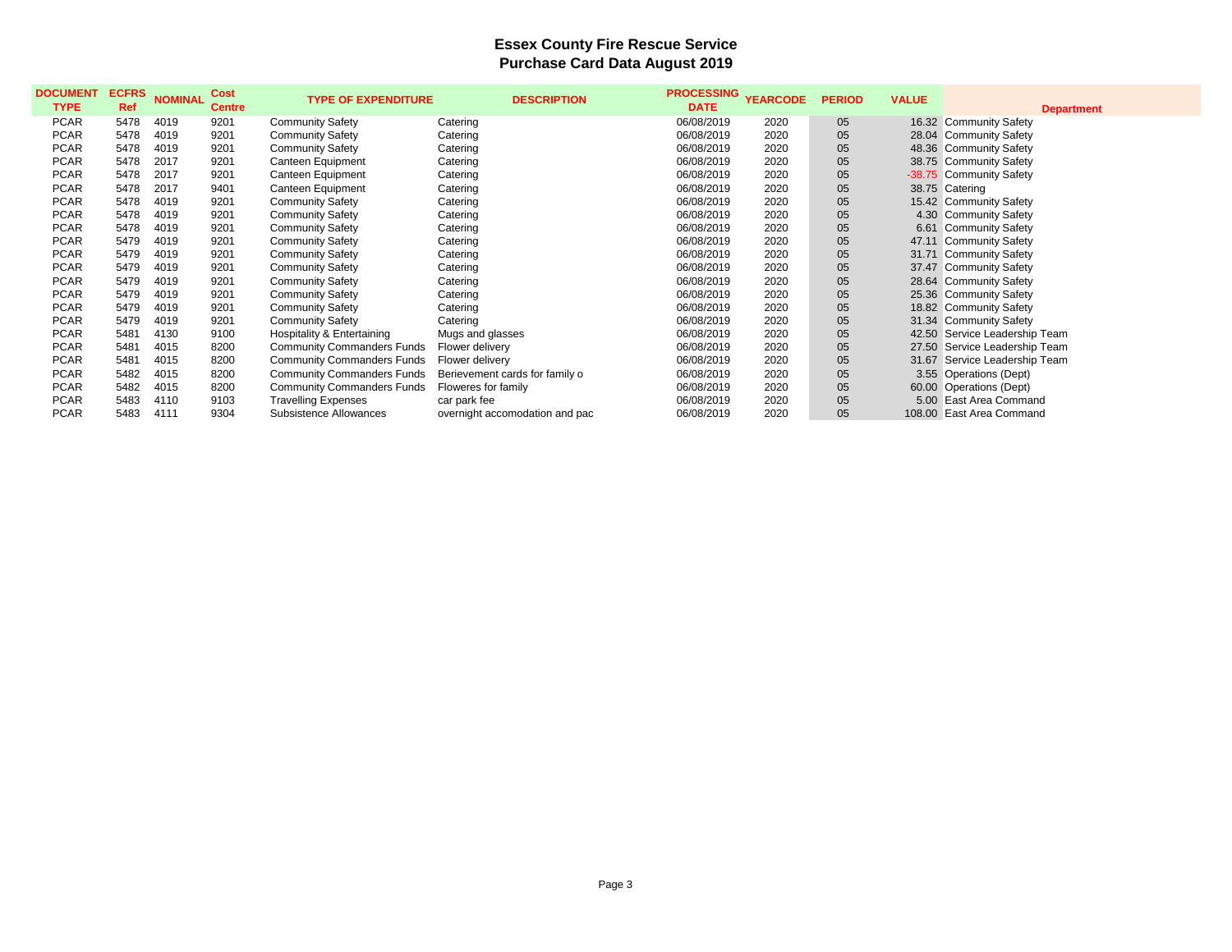## Essex County Fire Rescue Service
## Purchase Card Data August 2019

| DOCUMENT TYPE | ECFRS Ref | NOMINAL | Cost Centre | TYPE OF EXPENDITURE | DESCRIPTION | PROCESSING DATE | YEARCODE | PERIOD | VALUE | Department |
|---|---|---|---|---|---|---|---|---|---|---|
| PCAR | 5478 | 4019 | 9201 | Community Safety | Catering | 06/08/2019 | 2020 | 05 | 16.32 | Community Safety |
| PCAR | 5478 | 4019 | 9201 | Community Safety | Catering | 06/08/2019 | 2020 | 05 | 28.04 | Community Safety |
| PCAR | 5478 | 4019 | 9201 | Community Safety | Catering | 06/08/2019 | 2020 | 05 | 48.36 | Community Safety |
| PCAR | 5478 | 2017 | 9201 | Canteen Equipment | Catering | 06/08/2019 | 2020 | 05 | 38.75 | Community Safety |
| PCAR | 5478 | 2017 | 9201 | Canteen Equipment | Catering | 06/08/2019 | 2020 | 05 | -38.75 | Community Safety |
| PCAR | 5478 | 2017 | 9401 | Canteen Equipment | Catering | 06/08/2019 | 2020 | 05 | 38.75 | Catering |
| PCAR | 5478 | 4019 | 9201 | Community Safety | Catering | 06/08/2019 | 2020 | 05 | 15.42 | Community Safety |
| PCAR | 5478 | 4019 | 9201 | Community Safety | Catering | 06/08/2019 | 2020 | 05 | 4.30 | Community Safety |
| PCAR | 5478 | 4019 | 9201 | Community Safety | Catering | 06/08/2019 | 2020 | 05 | 6.61 | Community Safety |
| PCAR | 5479 | 4019 | 9201 | Community Safety | Catering | 06/08/2019 | 2020 | 05 | 47.11 | Community Safety |
| PCAR | 5479 | 4019 | 9201 | Community Safety | Catering | 06/08/2019 | 2020 | 05 | 31.71 | Community Safety |
| PCAR | 5479 | 4019 | 9201 | Community Safety | Catering | 06/08/2019 | 2020 | 05 | 37.47 | Community Safety |
| PCAR | 5479 | 4019 | 9201 | Community Safety | Catering | 06/08/2019 | 2020 | 05 | 28.64 | Community Safety |
| PCAR | 5479 | 4019 | 9201 | Community Safety | Catering | 06/08/2019 | 2020 | 05 | 25.36 | Community Safety |
| PCAR | 5479 | 4019 | 9201 | Community Safety | Catering | 06/08/2019 | 2020 | 05 | 18.82 | Community Safety |
| PCAR | 5479 | 4019 | 9201 | Community Safety | Catering | 06/08/2019 | 2020 | 05 | 31.34 | Community Safety |
| PCAR | 5481 | 4130 | 9100 | Hospitality & Entertaining | Mugs and glasses | 06/08/2019 | 2020 | 05 | 42.50 | Service Leadership Team |
| PCAR | 5481 | 4015 | 8200 | Community Commanders Funds | Flower delivery | 06/08/2019 | 2020 | 05 | 27.50 | Service Leadership Team |
| PCAR | 5481 | 4015 | 8200 | Community Commanders Funds | Flower delivery | 06/08/2019 | 2020 | 05 | 31.67 | Service Leadership Team |
| PCAR | 5482 | 4015 | 8200 | Community Commanders Funds | Berievement cards for family o | 06/08/2019 | 2020 | 05 | 3.55 | Operations (Dept) |
| PCAR | 5482 | 4015 | 8200 | Community Commanders Funds | Floweres for family | 06/08/2019 | 2020 | 05 | 60.00 | Operations (Dept) |
| PCAR | 5483 | 4110 | 9103 | Travelling Expenses | car park fee | 06/08/2019 | 2020 | 05 | 5.00 | East Area Command |
| PCAR | 5483 | 4111 | 9304 | Subsistence Allowances | overnight accomodation and pac | 06/08/2019 | 2020 | 05 | 108.00 | East Area Command |